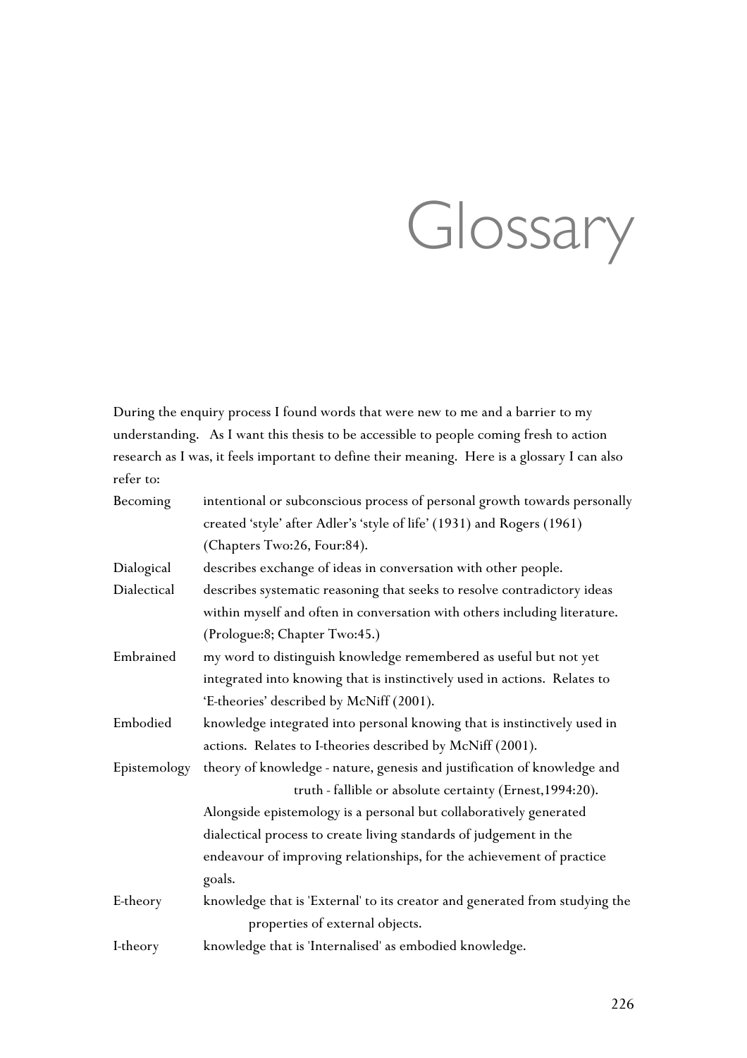# Glossary

During the enquiry process I found words that were new to me and a barrier to my understanding. As I want this thesis to be accessible to people coming fresh to action research as I was, it feels important to define their meaning. Here is a glossary I can also refer to:

| | |
|---|---|
| Becoming | intentional or subconscious process of personal growth towards personally created 'style' after Adler's 'style of life' (1931) and Rogers (1961) (Chapters Two:26, Four:84). |
| Dialogical | describes exchange of ideas in conversation with other people. |
| Dialectical | describes systematic reasoning that seeks to resolve contradictory ideas within myself and often in conversation with others including literature. (Prologue:8; Chapter Two:45.) |
| Embrained | my word to distinguish knowledge remembered as useful but not yet integrated into knowing that is instinctively used in actions. Relates to 'E-theories' described by McNiff (2001). |
| Embodied | knowledge integrated into personal knowing that is instinctively used in actions. Relates to I-theories described by McNiff (2001). |
| Epistemology | theory of knowledge - nature, genesis and justification of knowledge and truth - fallible or absolute certainty (Ernest,1994:20). Alongside epistemology is a personal but collaboratively generated dialectical process to create living standards of judgement in the endeavour of improving relationships, for the achievement of practice goals. |
| E-theory | knowledge that is 'External' to its creator and generated from studying the properties of external objects. |
| I-theory | knowledge that is 'Internalised' as embodied knowledge. |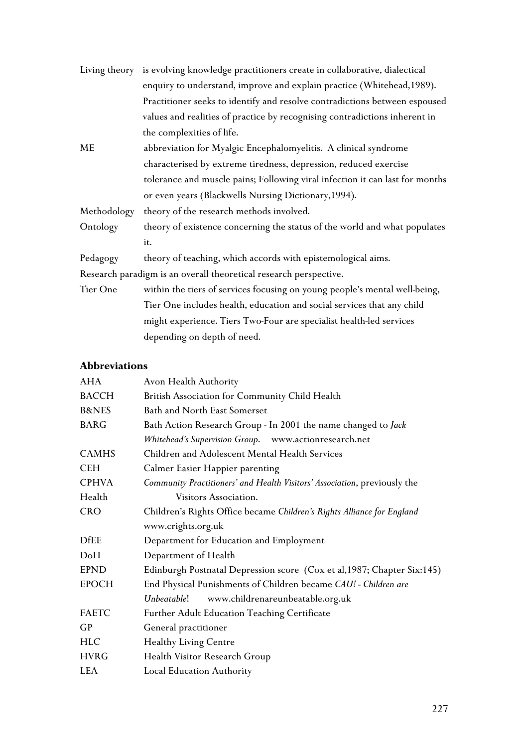| | |
|---|---|
| Living theory | is evolving knowledge practitioners create in collaborative, dialectical enquiry to understand, improve and explain practice (Whitehead,1989). Practitioner seeks to identify and resolve contradictions between espoused values and realities of practice by recognising contradictions inherent in the complexities of life. |
| ME | abbreviation for Myalgic Encephalomyelitis. A clinical syndrome characterised by extreme tiredness, depression, reduced exercise tolerance and muscle pains; Following viral infection it can last for months or even years (Blackwells Nursing Dictionary,1994). |
| Methodology | theory of the research methods involved. |
| Ontology | theory of existence concerning the status of the world and what populates it. |
| Pedagogy | theory of teaching, which accords with epistemological aims. |

Research paradigm is an overall theoretical research perspective.

| | |
|---|---|
| Tier One | within the tiers of services focusing on young people's mental well-being, Tier One includes health, education and social services that any child might experience. Tiers Two-Four are specialist health-led services depending on depth of need. |

## Abbreviations

| | |
|---|---|
| AHA | Avon Health Authority |
| BACCH | British Association for Community Child Health |
| B&NES | Bath and North East Somerset |
| BARG | Bath Action Research Group - In 2001 the name changed to *Jack Whitehead's Supervision Group*. www.actionresearch.net |
| CAMHS | Children and Adolescent Mental Health Services |
| CEH | Calmer Easier Happier parenting |
| CPHVA | *Community Practitioners' and Health Visitors' Association*, previously the Health Visitors Association. |
| CRO | Children's Rights Office became *Children's Rights Alliance for England* www.crights.org.uk |
| DfEE | Department for Education and Employment |
| DoH | Department of Health |
| EPND | Edinburgh Postnatal Depression score (Cox et al,1987; Chapter Six:145) |
| EPOCH | End Physical Punishments of Children became *CAU! - Children are Unbeatable*! www.childrenareunbeatable.org.uk |
| FAETC | Further Adult Education Teaching Certificate |
| GP | General practitioner |
| HLC | Healthy Living Centre |
| HVRG | Health Visitor Research Group |
| LEA | Local Education Authority |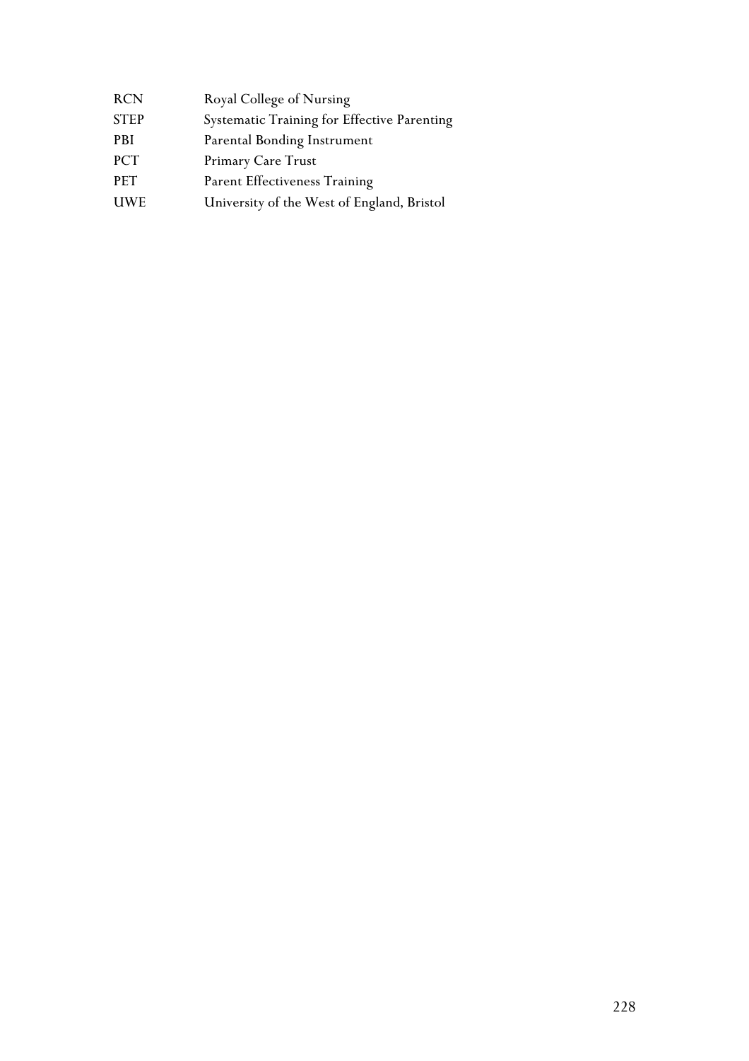| | |
|---|---|
| RCN | Royal College of Nursing |
| STEP | Systematic Training for Effective Parenting |
| PBI | Parental Bonding Instrument |
| PCT | Primary Care Trust |
| PET | Parent Effectiveness Training |
| UWE | University of the West of England, Bristol |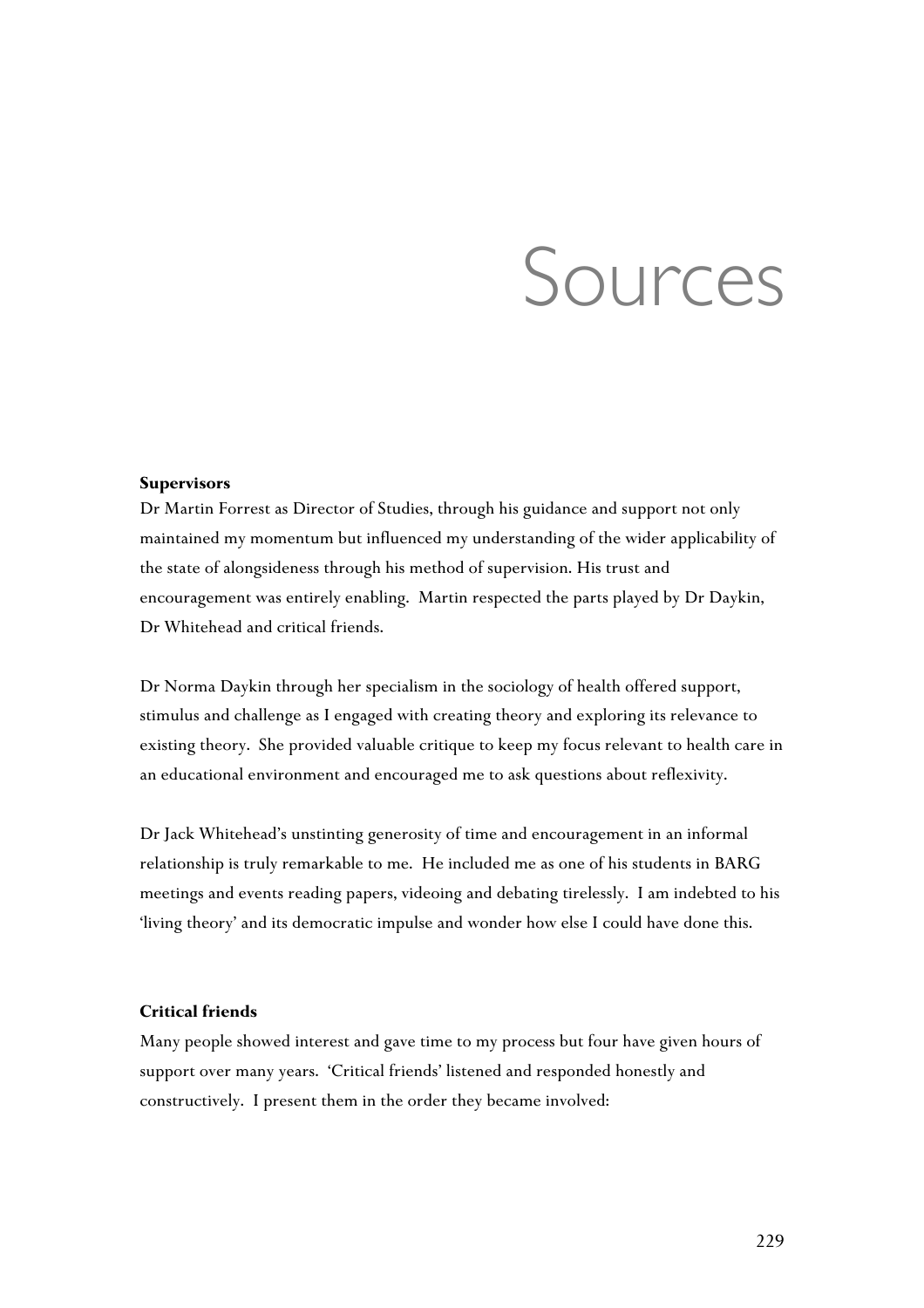# Sources

**Supervisors**

Dr Martin Forrest as Director of Studies, through his guidance and support not only maintained my momentum but influenced my understanding of the wider applicability of the state of alongsideness through his method of supervision. His trust and encouragement was entirely enabling. Martin respected the parts played by Dr Daykin, Dr Whitehead and critical friends.

Dr Norma Daykin through her specialism in the sociology of health offered support, stimulus and challenge as I engaged with creating theory and exploring its relevance to existing theory. She provided valuable critique to keep my focus relevant to health care in an educational environment and encouraged me to ask questions about reflexivity.

Dr Jack Whitehead's unstinting generosity of time and encouragement in an informal relationship is truly remarkable to me. He included me as one of his students in BARG meetings and events reading papers, videoing and debating tirelessly. I am indebted to his 'living theory' and its democratic impulse and wonder how else I could have done this.

**Critical friends**

Many people showed interest and gave time to my process but four have given hours of support over many years. 'Critical friends' listened and responded honestly and constructively. I present them in the order they became involved: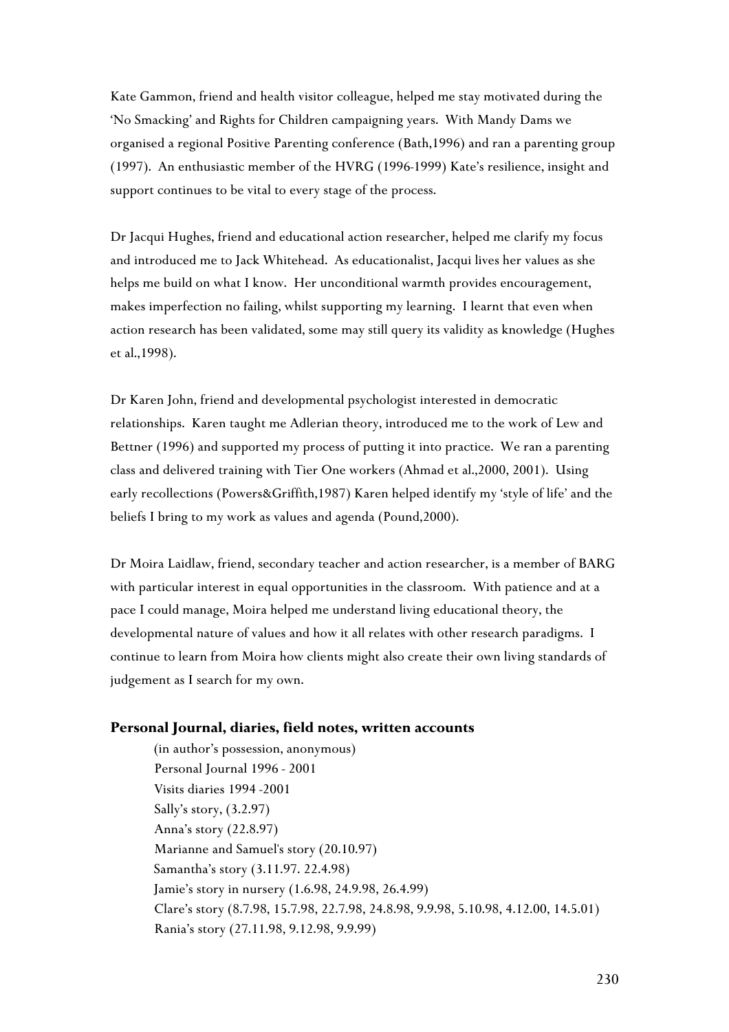Kate Gammon, friend and health visitor colleague, helped me stay motivated during the 'No Smacking' and Rights for Children campaigning years. With Mandy Dams we organised a regional Positive Parenting conference (Bath,1996) and ran a parenting group (1997). An enthusiastic member of the HVRG (1996-1999) Kate's resilience, insight and support continues to be vital to every stage of the process.

Dr Jacqui Hughes, friend and educational action researcher, helped me clarify my focus and introduced me to Jack Whitehead. As educationalist, Jacqui lives her values as she helps me build on what I know. Her unconditional warmth provides encouragement, makes imperfection no failing, whilst supporting my learning. I learnt that even when action research has been validated, some may still query its validity as knowledge (Hughes et al.,1998).

Dr Karen John, friend and developmental psychologist interested in democratic relationships. Karen taught me Adlerian theory, introduced me to the work of Lew and Bettner (1996) and supported my process of putting it into practice. We ran a parenting class and delivered training with Tier One workers (Ahmad et al.,2000, 2001). Using early recollections (Powers&Griffith,1987) Karen helped identify my 'style of life' and the beliefs I bring to my work as values and agenda (Pound,2000).

Dr Moira Laidlaw, friend, secondary teacher and action researcher, is a member of BARG with particular interest in equal opportunities in the classroom. With patience and at a pace I could manage, Moira helped me understand living educational theory, the developmental nature of values and how it all relates with other research paradigms. I continue to learn from Moira how clients might also create their own living standards of judgement as I search for my own.

### Personal Journal, diaries, field notes, written accounts

(in author's possession, anonymous)
Personal Journal 1996 - 2001
Visits diaries 1994 -2001
Sally's story, (3.2.97)
Anna's story (22.8.97)
Marianne and Samuel's story (20.10.97)
Samantha's story (3.11.97. 22.4.98)
Jamie's story in nursery (1.6.98, 24.9.98, 26.4.99)
Clare's story (8.7.98, 15.7.98, 22.7.98, 24.8.98, 9.9.98, 5.10.98, 4.12.00, 14.5.01)
Rania's story (27.11.98, 9.12.98, 9.9.99)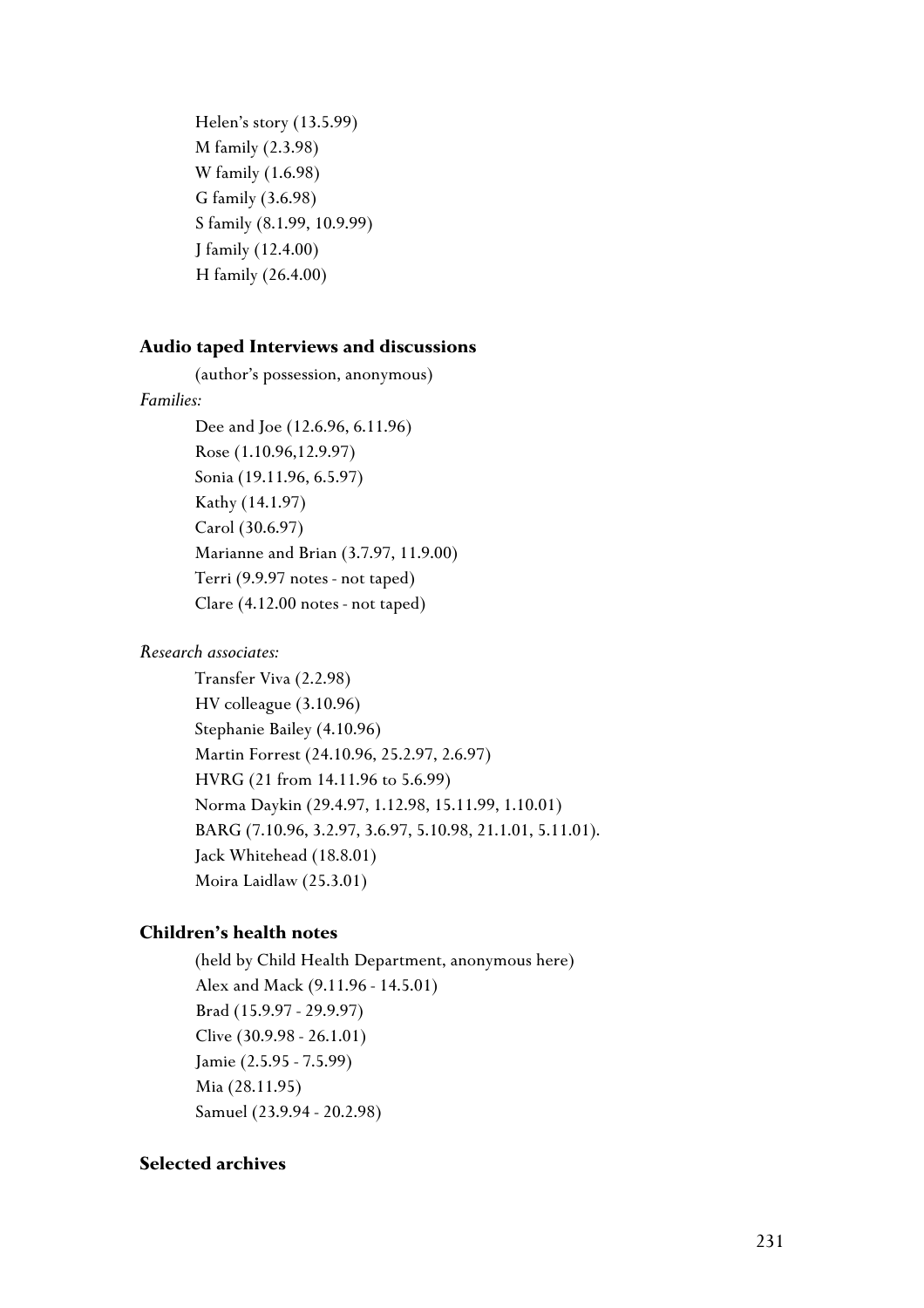Helen's story (13.5.99)
M family (2.3.98)
W family (1.6.98)
G family (3.6.98)
S family (8.1.99, 10.9.99)
J family (12.4.00)
H family (26.4.00)

**Audio taped Interviews and discussions**

(author's possession, anonymous)

*Families:*

Dee and Joe (12.6.96, 6.11.96)
Rose (1.10.96,12.9.97)
Sonia (19.11.96, 6.5.97)
Kathy (14.1.97)
Carol (30.6.97)
Marianne and Brian (3.7.97, 11.9.00)
Terri (9.9.97 notes - not taped)
Clare (4.12.00 notes - not taped)

*Research associates:*

Transfer Viva (2.2.98)
HV colleague (3.10.96)
Stephanie Bailey (4.10.96)
Martin Forrest (24.10.96, 25.2.97, 2.6.97)
HVRG (21 from 14.11.96 to 5.6.99)
Norma Daykin (29.4.97, 1.12.98, 15.11.99, 1.10.01)
BARG (7.10.96, 3.2.97, 3.6.97, 5.10.98, 21.1.01, 5.11.01).
Jack Whitehead (18.8.01)
Moira Laidlaw (25.3.01)

**Children's health notes**

(held by Child Health Department, anonymous here)
Alex and Mack (9.11.96 - 14.5.01)
Brad (15.9.97 - 29.9.97)
Clive (30.9.98 - 26.1.01)
Jamie (2.5.95 - 7.5.99)
Mia (28.11.95)
Samuel (23.9.94 - 20.2.98)

**Selected archives**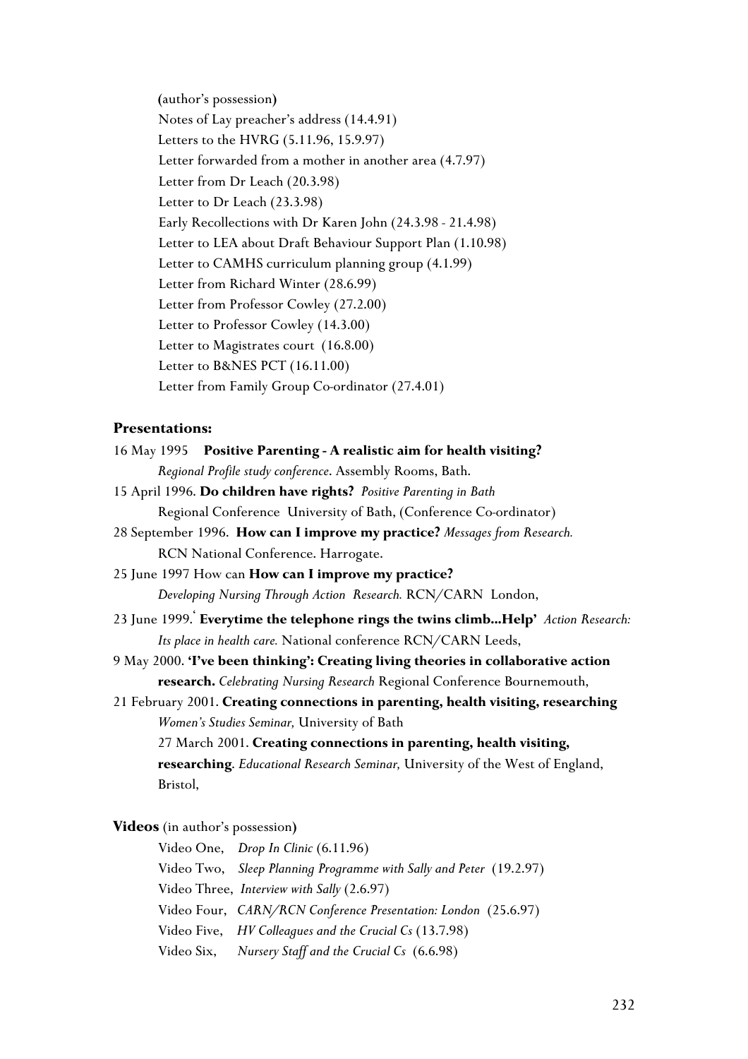(author's possession)

Notes of Lay preacher's address (14.4.91)

Letters to the HVRG (5.11.96, 15.9.97)

Letter forwarded from a mother in another area (4.7.97)

Letter from Dr Leach (20.3.98)

Letter to Dr Leach (23.3.98)

Early Recollections with Dr Karen John (24.3.98 - 21.4.98)

Letter to LEA about Draft Behaviour Support Plan (1.10.98)

Letter to CAMHS curriculum planning group (4.1.99)

Letter from Richard Winter (28.6.99)

Letter from Professor Cowley (27.2.00)

Letter to Professor Cowley (14.3.00)

Letter to Magistrates court (16.8.00)

Letter to B&NES PCT (16.11.00)

Letter from Family Group Co-ordinator (27.4.01)

**Presentations:**

16 May 1995 **Positive Parenting - A realistic aim for health visiting?** *Regional Profile study conference*. Assembly Rooms, Bath.

15 April 1996. **Do children have rights?** *Positive Parenting in Bath* Regional Conference University of Bath, (Conference Co-ordinator)

28 September 1996. **How can I improve my practice?** *Messages from Research.* RCN National Conference. Harrogate.

25 June 1997 How can **How can I improve my practice?** *Developing Nursing Through Action Research.* RCN/CARN London,

23 June 1999.' **Everytime the telephone rings the twins climb...Help'** *Action Research: Its place in health care.* National conference RCN/CARN Leeds,

9 May 2000. **'I've been thinking': Creating living theories in collaborative action research.** *Celebrating Nursing Research* Regional Conference Bournemouth,

21 February 2001. **Creating connections in parenting, health visiting, researching** *Women's Studies Seminar,* University of Bath

27 March 2001. **Creating connections in parenting, health visiting, researching**. *Educational Research Seminar,* University of the West of England, Bristol,

**Videos** (in author's possession)

Video One, *Drop In Clinic* (6.11.96)

Video Two, *Sleep Planning Programme with Sally and Peter* (19.2.97)

Video Three, *Interview with Sally* (2.6.97)

Video Four, *CARN/RCN Conference Presentation: London* (25.6.97)

Video Five, *HV Colleagues and the Crucial Cs* (13.7.98)

Video Six, *Nursery Staff and the Crucial Cs* (6.6.98)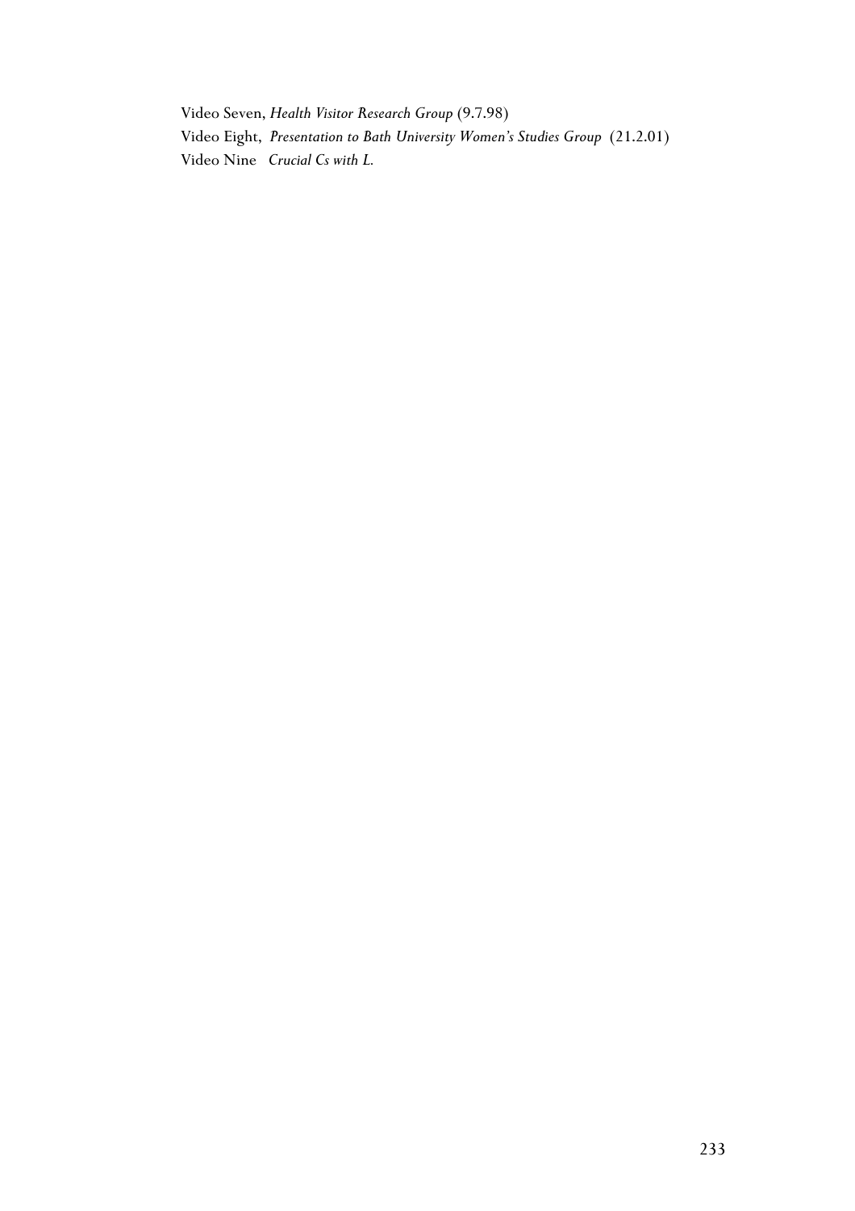Video Seven, *Health Visitor Research Group* (9.7.98)
Video Eight, *Presentation to Bath University Women's Studies Group* (21.2.01)
Video Nine *Crucial Cs with L.*